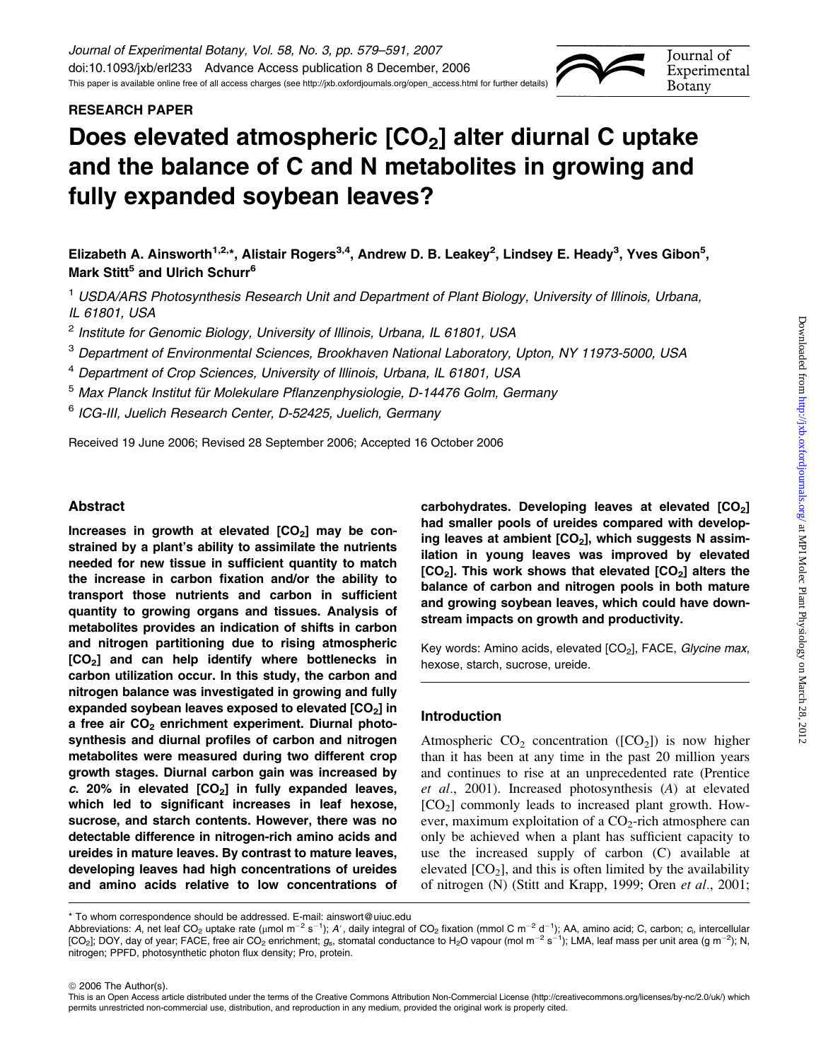**RESEARCH PAPER**

# Does elevated atmospheric [$CO_2$] alter diurnal C uptake and the balance of C and N metabolites in growing and fully expanded soybean leaves?

**Elizabeth A. Ainsworth[1,2,*], Alistair Rogers[3,4], Andrew D. B. Leakey[2], Lindsey E. Heady[3], Yves Gibon[5], Mark Stitt[5] and Ulrich Schurr[6]**

[1] *USDA/ARS Photosynthesis Research Unit and Department of Plant Biology, University of Illinois, Urbana, IL 61801, USA*

[2] *Institute for Genomic Biology, University of Illinois, Urbana, IL 61801, USA*

[3] *Department of Environmental Sciences, Brookhaven National Laboratory, Upton, NY 11973-5000, USA*

[4] *Department of Crop Sciences, University of Illinois, Urbana, IL 61801, USA*

[5] *Max Planck Institut für Molekulare Pflanzenphysiologie, D-14476 Golm, Germany*

[6] *ICG-III, Juelich Research Center, D-52425, Juelich, Germany*

Received 19 June 2006; Revised 28 September 2006; Accepted 16 October 2006

## Abstract

**Increases in growth at elevated [$CO_2$] may be constrained by a plant's ability to assimilate the nutrients needed for new tissue in sufficient quantity to match the increase in carbon fixation and/or the ability to transport those nutrients and carbon in sufficient quantity to growing organs and tissues. Analysis of metabolites provides an indication of shifts in carbon and nitrogen partitioning due to rising atmospheric [$CO_2$] and can help identify where bottlenecks in carbon utilization occur. In this study, the carbon and nitrogen balance was investigated in growing and fully expanded soybean leaves exposed to elevated [$CO_2$] in a free air $CO_2$ enrichment experiment. Diurnal photosynthesis and diurnal profiles of carbon and nitrogen metabolites were measured during two different crop growth stages. Diurnal carbon gain was increased by *c.* 20% in elevated [$CO_2$] in fully expanded leaves, which led to significant increases in leaf hexose, sucrose, and starch contents. However, there was no detectable difference in nitrogen-rich amino acids and ureides in mature leaves. By contrast to mature leaves, developing leaves had high concentrations of ureides and amino acids relative to low concentrations of carbohydrates. Developing leaves at elevated [$CO_2$] had smaller pools of ureides compared with developing leaves at ambient [$CO_2$], which suggests N assimilation in young leaves was improved by elevated [$CO_2$]. This work shows that elevated [$CO_2$] alters the balance of carbon and nitrogen pools in both mature and growing soybean leaves, which could have downstream impacts on growth and productivity.**

Key words: Amino acids, elevated [$CO_2$], FACE, *Glycine max*, hexose, starch, sucrose, ureide.

## Introduction

Atmospheric $CO_2$ concentration ([$CO_2$]) is now higher than it has been at any time in the past 20 million years and continues to rise at an unprecedented rate (Prentice *et al.*, 2001). Increased photosynthesis (*A*) at elevated [$CO_2$] commonly leads to increased plant growth. However, maximum exploitation of a $CO_2$-rich atmosphere can only be achieved when a plant has sufficient capacity to use the increased supply of carbon (C) available at elevated [$CO_2$], and this is often limited by the availability of nitrogen (N) (Stitt and Krapp, 1999; Oren *et al.*, 2001;

\* To whom correspondence should be addressed. E-mail: ainswort@uiuc.edu

Abbreviations: *A*, net leaf $CO_2$ uptake rate (μmol $m^{-2}$ $s^{-1}$); *A*′, daily integral of $CO_2$ fixation (mmol C $m^{-2}$ $d^{-1}$); AA, amino acid; C, carbon; $c_i$, intercellular [$CO_2$]; DOY, day of year; FACE, free air $CO_2$ enrichment; $g_s$, stomatal conductance to $H_2O$ vapour (mol $m^{-2}$ $s^{-1}$); LMA, leaf mass per unit area (g $m^{-2}$); N, nitrogen; PPFD, photosynthetic photon flux density; Pro, protein.

© 2006 The Author(s).

This is an Open Access article distributed under the terms of the Creative Commons Attribution Non-Commercial License (http://creativecommons.org/licenses/by-nc/2.0/uk/) which permits unrestricted non-commercial use, distribution, and reproduction in any medium, provided the original work is properly cited.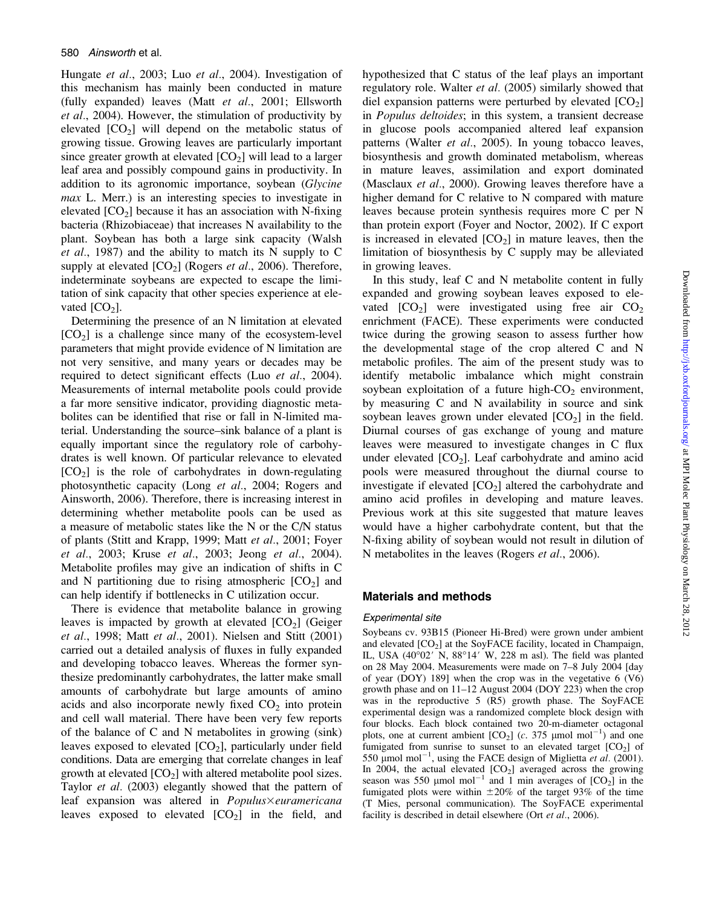Hungate *et al.*, 2003; Luo *et al.*, 2004). Investigation of this mechanism has mainly been conducted in mature (fully expanded) leaves (Matt *et al.*, 2001; Ellsworth *et al.*, 2004). However, the stimulation of productivity by elevated [$CO_2$] will depend on the metabolic status of growing tissue. Growing leaves are particularly important since greater growth at elevated [$CO_2$] will lead to a larger leaf area and possibly compound gains in productivity. In addition to its agronomic importance, soybean (*Glycine max* L. Merr.) is an interesting species to investigate in elevated [$CO_2$] because it has an association with N-fixing bacteria (Rhizobiaceae) that increases N availability to the plant. Soybean has both a large sink capacity (Walsh *et al.*, 1987) and the ability to match its N supply to C supply at elevated [$CO_2$] (Rogers *et al.*, 2006). Therefore, indeterminate soybeans are expected to escape the limitation of sink capacity that other species experience at elevated [$CO_2$].

Determining the presence of an N limitation at elevated [$CO_2$] is a challenge since many of the ecosystem-level parameters that might provide evidence of N limitation are not very sensitive, and many years or decades may be required to detect significant effects (Luo *et al.*, 2004). Measurements of internal metabolite pools could provide a far more sensitive indicator, providing diagnostic metabolites can be identified that rise or fall in N-limited material. Understanding the source–sink balance of a plant is equally important since the regulatory role of carbohydrates is well known. Of particular relevance to elevated [$CO_2$] is the role of carbohydrates in down-regulating photosynthetic capacity (Long *et al.*, 2004; Rogers and Ainsworth, 2006). Therefore, there is increasing interest in determining whether metabolite pools can be used as a measure of metabolic states like the N or the C/N status of plants (Stitt and Krapp, 1999; Matt *et al.*, 2001; Foyer *et al.*, 2003; Kruse *et al.*, 2003; Jeong *et al.*, 2004). Metabolite profiles may give an indication of shifts in C and N partitioning due to rising atmospheric [$CO_2$] and can help identify if bottlenecks in C utilization occur.

There is evidence that metabolite balance in growing leaves is impacted by growth at elevated [$CO_2$] (Geiger *et al.*, 1998; Matt *et al.*, 2001). Nielsen and Stitt (2001) carried out a detailed analysis of fluxes in fully expanded and developing tobacco leaves. Whereas the former synthesize predominantly carbohydrates, the latter make small amounts of carbohydrate but large amounts of amino acids and also incorporate newly fixed $CO_2$ into protein and cell wall material. There have been very few reports of the balance of C and N metabolites in growing (sink) leaves exposed to elevated [$CO_2$], particularly under field conditions. Data are emerging that correlate changes in leaf growth at elevated [$CO_2$] with altered metabolite pool sizes. Taylor *et al.* (2003) elegantly showed that the pattern of leaf expansion was altered in *Populus*×*euramericana* leaves exposed to elevated [$CO_2$] in the field, and hypothesized that C status of the leaf plays an important regulatory role. Walter *et al.* (2005) similarly showed that diel expansion patterns were perturbed by elevated [$CO_2$] in *Populus deltoides*; in this system, a transient decrease in glucose pools accompanied altered leaf expansion patterns (Walter *et al.*, 2005). In young tobacco leaves, biosynthesis and growth dominated metabolism, whereas in mature leaves, assimilation and export dominated (Masclaux *et al.*, 2000). Growing leaves therefore have a higher demand for C relative to N compared with mature leaves because protein synthesis requires more C per N than protein export (Foyer and Noctor, 2002). If C export is increased in elevated [$CO_2$] in mature leaves, then the limitation of biosynthesis by C supply may be alleviated in growing leaves.

In this study, leaf C and N metabolite content in fully expanded and growing soybean leaves exposed to elevated [$CO_2$] were investigated using free air $CO_2$ enrichment (FACE). These experiments were conducted twice during the growing season to assess further how the developmental stage of the crop altered C and N metabolic profiles. The aim of the present study was to identify metabolic imbalance which might constrain soybean exploitation of a future high-$CO_2$ environment, by measuring C and N availability in source and sink soybean leaves grown under elevated [$CO_2$] in the field. Diurnal courses of gas exchange of young and mature leaves were measured to investigate changes in C flux under elevated [$CO_2$]. Leaf carbohydrate and amino acid pools were measured throughout the diurnal course to investigate if elevated [$CO_2$] altered the carbohydrate and amino acid profiles in developing and mature leaves. Previous work at this site suggested that mature leaves would have a higher carbohydrate content, but that the N-fixing ability of soybean would not result in dilution of N metabolites in the leaves (Rogers *et al.*, 2006).

## Materials and methods

### Experimental site

Soybeans cv. 93B15 (Pioneer Hi-Bred) were grown under ambient and elevated [$CO_2$] at the SoyFACE facility, located in Champaign, IL, USA (40°02′ N, 88°14′ W, 228 m asl). The field was planted on 28 May 2004. Measurements were made on 7–8 July 2004 [day of year (DOY) 189] when the crop was in the vegetative 6 (V6) growth phase and on 11–12 August 2004 (DOY 223) when the crop was in the reproductive 5 (R5) growth phase. The SoyFACE experimental design was a randomized complete block design with four blocks. Each block contained two 20-m-diameter octagonal plots, one at current ambient [$CO_2$] (*c.* 375 μmol $mol^{-1}$) and one fumigated from sunrise to sunset to an elevated target [$CO_2$] of 550 μmol $mol^{-1}$, using the FACE design of Miglietta *et al.* (2001). In 2004, the actual elevated [$CO_2$] averaged across the growing season was 550 μmol $mol^{-1}$ and 1 min averages of [$CO_2$] in the fumigated plots were within ±20% of the target 93% of the time (T Mies, personal communication). The SoyFACE experimental facility is described in detail elsewhere (Ort *et al.*, 2006).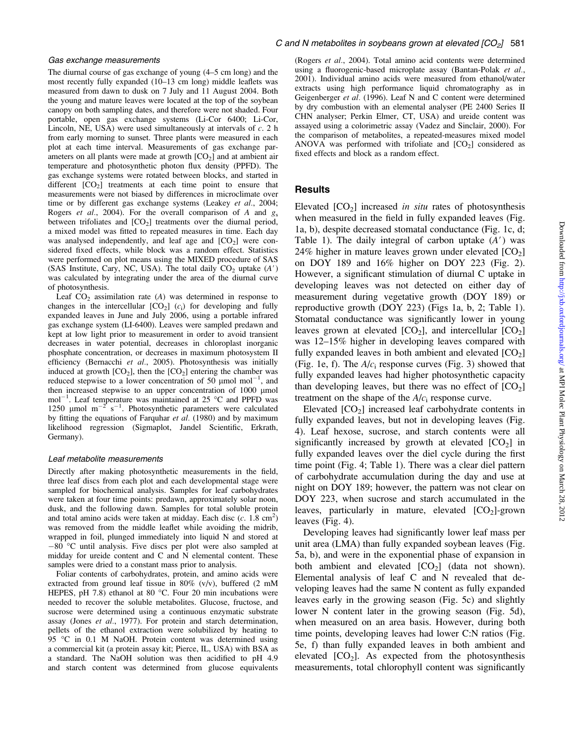### Gas exchange measurements

The diurnal course of gas exchange of young (4–5 cm long) and the most recently fully expanded (10–13 cm long) middle leaflets was measured from dawn to dusk on 7 July and 11 August 2004. Both the young and mature leaves were located at the top of the soybean canopy on both sampling dates, and therefore were not shaded. Four portable, open gas exchange systems (Li-Cor 6400; Li-Cor, Lincoln, NE, USA) were used simultaneously at intervals of *c*. 2 h from early morning to sunset. Three plants were measured in each plot at each time interval. Measurements of gas exchange parameters on all plants were made at growth [$CO_2$] and at ambient air temperature and photosynthetic photon flux density (PPFD). The gas exchange systems were rotated between blocks, and started in different [$CO_2$] treatments at each time point to ensure that measurements were not biased by differences in microclimate over time or by different gas exchange systems (Leakey *et al*., 2004; Rogers *et al*., 2004). For the overall comparison of $A$ and $g_s$ between trifoliates and [$CO_2$] treatments over the diurnal period, a mixed model was fitted to repeated measures in time. Each day was analysed independently, and leaf age and [$CO_2$] were considered fixed effects, while block was a random effect. Statistics were performed on plot means using the MIXED procedure of SAS (SAS Institute, Cary, NC, USA). The total daily $CO_2$ uptake ($A'$) was calculated by integrating under the area of the diurnal curve of photosynthesis.

Leaf $CO_2$ assimilation rate ($A$) was determined in response to changes in the intercellular [$CO_2$] ($c_i$) for developing and fully expanded leaves in June and July 2006, using a portable infrared gas exchange system (LI-6400). Leaves were sampled predawn and kept at low light prior to measurement in order to avoid transient decreases in water potential, decreases in chloroplast inorganic phosphate concentration, or decreases in maximum photosystem II efficiency (Bernacchi *et al*., 2005). Photosynthesis was initially induced at growth [$CO_2$], then the [$CO_2$] entering the chamber was reduced stepwise to a lower concentration of 50 μmol mol$^{-1}$, and then increased stepwise to an upper concentration of 1000 μmol mol$^{-1}$. Leaf temperature was maintained at 25 °C and PPFD was 1250 μmol m$^{-2}$ s$^{-1}$. Photosynthetic parameters were calculated by fitting the equations of Farquhar *et al*. (1980) and by maximum likelihood regression (Sigmaplot, Jandel Scientific, Erkrath, Germany).

### Leaf metabolite measurements

Directly after making photosynthetic measurements in the field, three leaf discs from each plot and each developmental stage were sampled for biochemical analysis. Samples for leaf carbohydrates were taken at four time points: predawn, approximately solar noon, dusk, and the following dawn. Samples for total soluble protein and total amino acids were taken at midday. Each disc (*c*. 1.8 cm$^2$) was removed from the middle leaflet while avoiding the midrib, wrapped in foil, plunged immediately into liquid N and stored at −80 °C until analysis. Five discs per plot were also sampled at midday for ureide content and C and N elemental content. These samples were dried to a constant mass prior to analysis.

Foliar contents of carbohydrates, protein, and amino acids were extracted from ground leaf tissue in 80% (v/v), buffered (2 mM HEPES, pH 7.8) ethanol at 80 °C. Four 20 min incubations were needed to recover the soluble metabolites. Glucose, fructose, and sucrose were determined using a continuous enzymatic substrate assay (Jones *et al*., 1977). For protein and starch determination, pellets of the ethanol extraction were solubilized by heating to 95 °C in 0.1 M NaOH. Protein content was determined using a commercial kit (a protein assay kit; Pierce, IL, USA) with BSA as a standard. The NaOH solution was then acidified to pH 4.9 and starch content was determined from glucose equivalents (Rogers *et al*., 2004). Total amino acid contents were determined using a fluorogenic-based microplate assay (Bantan-Polak *et al*., 2001). Individual amino acids were measured from ethanol/water extracts using high performance liquid chromatography as in Geigenberger *et al*. (1996). Leaf N and C content were determined by dry combustion with an elemental analyser (PE 2400 Series II CHN analyser; Perkin Elmer, CT, USA) and ureide content was assayed using a colorimetric assay (Vadez and Sinclair, 2000). For the comparison of metabolites, a repeated-measures mixed model ANOVA was performed with trifoliate and [$CO_2$] considered as fixed effects and block as a random effect.

## Results

Elevated [$CO_2$] increased *in situ* rates of photosynthesis when measured in the field in fully expanded leaves (Fig. 1a, b), despite decreased stomatal conductance (Fig. 1c, d; Table 1). The daily integral of carbon uptake ($A'$) was 24% higher in mature leaves grown under elevated [$CO_2$] on DOY 189 and 16% higher on DOY 223 (Fig. 2). However, a significant stimulation of diurnal C uptake in developing leaves was not detected on either day of measurement during vegetative growth (DOY 189) or reproductive growth (DOY 223) (Figs 1a, b, 2; Table 1). Stomatal conductance was significantly lower in young leaves grown at elevated [$CO_2$], and intercellular [$CO_2$] was 12–15% higher in developing leaves compared with fully expanded leaves in both ambient and elevated [$CO_2$] (Fig. 1e, f). The $A/c_i$ response curves (Fig. 3) showed that fully expanded leaves had higher photosynthetic capacity than developing leaves, but there was no effect of [$CO_2$] treatment on the shape of the $A/c_i$ response curve.

Elevated [$CO_2$] increased leaf carbohydrate contents in fully expanded leaves, but not in developing leaves (Fig. 4). Leaf hexose, sucrose, and starch contents were all significantly increased by growth at elevated [$CO_2$] in fully expanded leaves over the diel cycle during the first time point (Fig. 4; Table 1). There was a clear diel pattern of carbohydrate accumulation during the day and use at night on DOY 189; however, the pattern was not clear on DOY 223, when sucrose and starch accumulated in the leaves, particularly in mature, elevated [$CO_2$]-grown leaves (Fig. 4).

Developing leaves had significantly lower leaf mass per unit area (LMA) than fully expanded soybean leaves (Fig. 5a, b), and were in the exponential phase of expansion in both ambient and elevated [$CO_2$] (data not shown). Elemental analysis of leaf C and N revealed that developing leaves had the same N content as fully expanded leaves early in the growing season (Fig. 5c) and slightly lower N content later in the growing season (Fig. 5d), when measured on an area basis. However, during both time points, developing leaves had lower C:N ratios (Fig. 5e, f) than fully expanded leaves in both ambient and elevated [$CO_2$]. As expected from the photosynthesis measurements, total chlorophyll content was significantly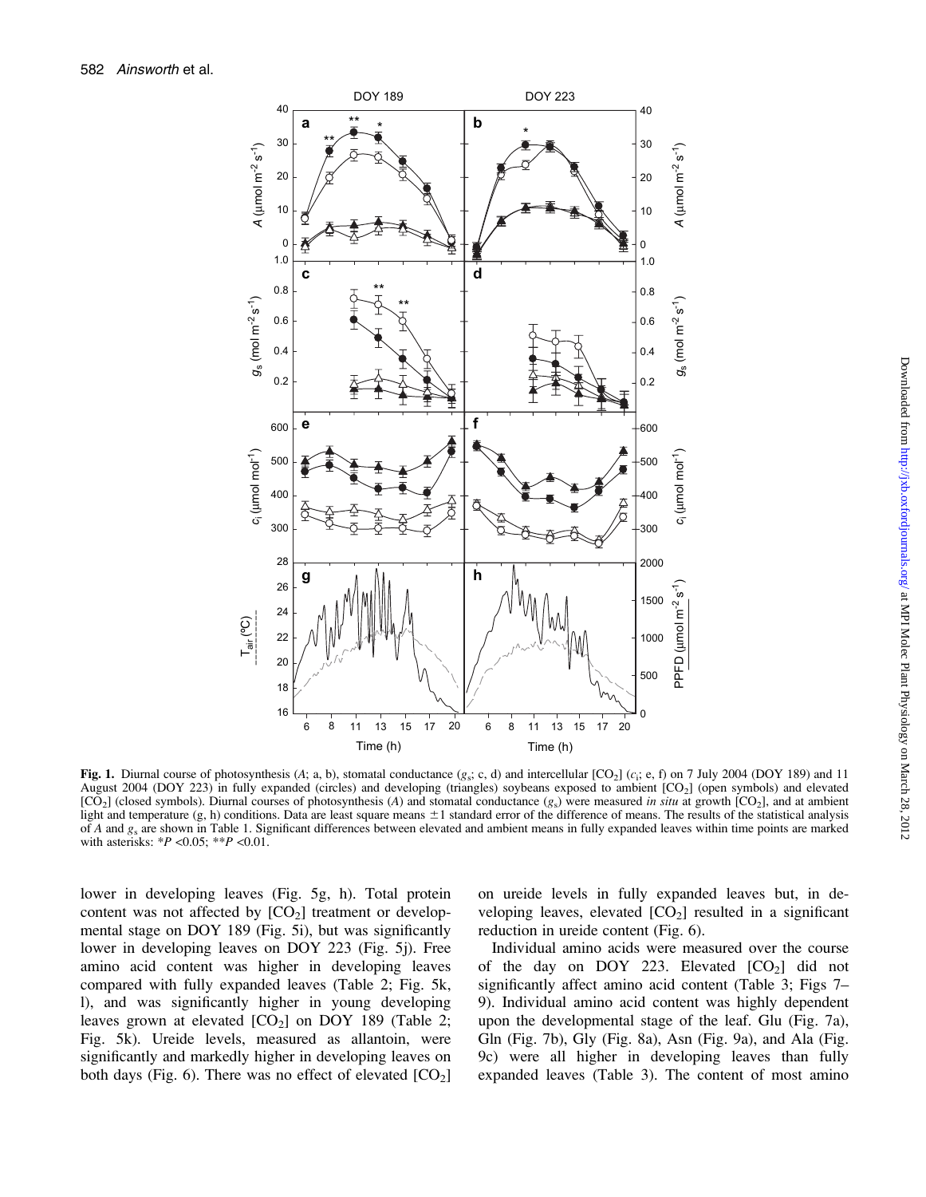**Fig. 1.** Diurnal course of photosynthesis ($A$; a, b), stomatal conductance ($g_s$; c, d) and intercellular [$CO_2$] ($c_i$; e, f) on 7 July 2004 (DOY 189) and 11 August 2004 (DOY 223) in fully expanded (circles) and developing (triangles) soybeans exposed to ambient [$CO_2$] (open symbols) and elevated [$CO_2$] (closed symbols). Diurnal courses of photosynthesis ($A$) and stomatal conductance ($g_s$) were measured *in situ* at growth [$CO_2$], and at ambient light and temperature (g, h) conditions. Data are least square means ±1 standard error of the difference of means. The results of the statistical analysis of $A$ and $g_s$ are shown in Table 1. Significant differences between elevated and ambient means in fully expanded leaves within time points are marked with asterisks: *$P$ <0.05; **$P$ <0.01.

lower in developing leaves (Fig. 5g, h). Total protein content was not affected by [$CO_2$] treatment or developmental stage on DOY 189 (Fig. 5i), but was significantly lower in developing leaves on DOY 223 (Fig. 5j). Free amino acid content was higher in developing leaves compared with fully expanded leaves (Table 2; Fig. 5k, l), and was significantly higher in young developing leaves grown at elevated [$CO_2$] on DOY 189 (Table 2; Fig. 5k). Ureide levels, measured as allantoin, were significantly and markedly higher in developing leaves on both days (Fig. 6). There was no effect of elevated [$CO_2$] on ureide levels in fully expanded leaves but, in developing leaves, elevated [$CO_2$] resulted in a significant reduction in ureide content (Fig. 6).

Individual amino acids were measured over the course of the day on DOY 223. Elevated [$CO_2$] did not significantly affect amino acid content (Table 3; Figs 7–9). Individual amino acid content was highly dependent upon the developmental stage of the leaf. Glu (Fig. 7a), Gln (Fig. 7b), Gly (Fig. 8a), Asn (Fig. 9a), and Ala (Fig. 9c) were all higher in developing leaves than fully expanded leaves (Table 3). The content of most amino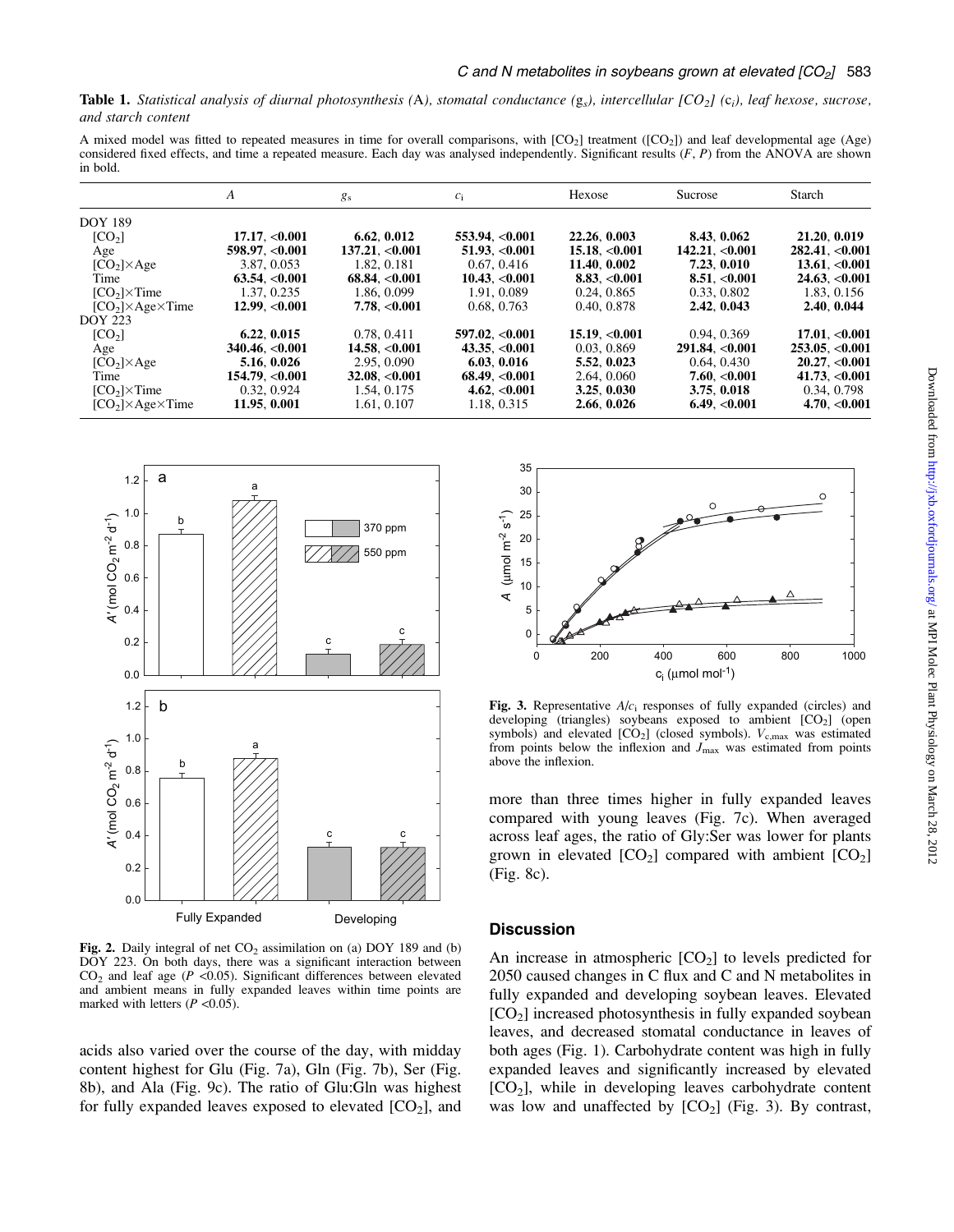**Table 1.** *Statistical analysis of diurnal photosynthesis (*A*), stomatal conductance ($g_s$), intercellular [$CO_2$] ($c_i$), leaf hexose, sucrose, and starch content*

A mixed model was fitted to repeated measures in time for overall comparisons, with [$CO_2$] treatment ([$CO_2$]) and leaf developmental age (Age) considered fixed effects, and time a repeated measure. Each day was analysed independently. Significant results (*F*, *P*) from the ANOVA are shown in bold.

| | *A* | $g_s$ | $c_i$ | Hexose | Sucrose | Starch |
|---|---|---|---|---|---|---|
| DOY 189 | | | | | | |
| [$CO_2$] | **17.17, <0.001** | **6.62, 0.012** | **553.94, <0.001** | **22.26, 0.003** | **8.43, 0.062** | **21.20, 0.019** |
| Age | **598.97, <0.001** | **137.21, <0.001** | **51.93, <0.001** | **15.18, <0.001** | **142.21, <0.001** | **282.41, <0.001** |
| [$CO_2$]×Age | 3.87, 0.053 | 1.82, 0.181 | 0.67, 0.416 | **11.40, 0.002** | **7.23, 0.010** | **13.61, <0.001** |
| Time | **63.54, <0.001** | **68.84, <0.001** | **10.43, <0.001** | **8.83, <0.001** | **8.51, <0.001** | **24.63, <0.001** |
| [$CO_2$]×Time | 1.37, 0.235 | 1.86, 0.099 | 1.91, 0.089 | 0.24, 0.865 | 0.33, 0.802 | 1.83, 0.156 |
| [$CO_2$]×Age×Time | **12.99, <0.001** | **7.78, <0.001** | 0.68, 0.763 | 0.40, 0.878 | **2.42, 0.043** | **2.40, 0.044** |
| DOY 223 | | | | | | |
| [$CO_2$] | **6.22, 0.015** | 0.78, 0.411 | **597.02, <0.001** | **15.19, <0.001** | 0.94, 0.369 | **17.01, <0.001** |
| Age | **340.46, <0.001** | **14.58, <0.001** | **43.35, <0.001** | 0.03, 0.869 | **291.84, <0.001** | **253.05, <0.001** |
| [$CO_2$]×Age | **5.16, 0.026** | 2.95, 0.090 | **6.03, 0.016** | **5.52, 0.023** | 0.64, 0.430 | **20.27, <0.001** |
| Time | **154.79, <0.001** | **32.08, <0.001** | **68.49, <0.001** | 2.64, 0.060 | **7.60, <0.001** | **41.73, <0.001** |
| [$CO_2$]×Time | 0.32, 0.924 | 1.54, 0.175 | **4.62, <0.001** | **3.25, 0.030** | **3.75, 0.018** | 0.34, 0.798 |
| [$CO_2$]×Age×Time | **11.95, 0.001** | 1.61, 0.107 | 1.18, 0.315 | **2.66, 0.026** | **6.49, <0.001** | **4.70, <0.001** |

**Fig. 2.** Daily integral of net $CO_2$ assimilation on (a) DOY 189 and (b) DOY 223. On both days, there was a significant interaction between $CO_2$ and leaf age ($P$ <0.05). Significant differences between elevated and ambient means in fully expanded leaves within time points are marked with letters ($P$ <0.05).

**Fig. 3.** Representative $A/c_i$ responses of fully expanded (circles) and developing (triangles) soybeans exposed to ambient [$CO_2$] (open symbols) and elevated [$CO_2$] (closed symbols). $V_{c,max}$ was estimated from points below the inflexion and $J_{max}$ was estimated from points above the inflexion.

acids also varied over the course of the day, with midday content highest for Glu (Fig. 7a), Gln (Fig. 7b), Ser (Fig. 8b), and Ala (Fig. 9c). The ratio of Glu:Gln was highest for fully expanded leaves exposed to elevated [$CO_2$], and more than three times higher in fully expanded leaves compared with young leaves (Fig. 7c). When averaged across leaf ages, the ratio of Gly:Ser was lower for plants grown in elevated [$CO_2$] compared with ambient [$CO_2$] (Fig. 8c).

## Discussion

An increase in atmospheric [$CO_2$] to levels predicted for 2050 caused changes in C flux and C and N metabolites in fully expanded and developing soybean leaves. Elevated [$CO_2$] increased photosynthesis in fully expanded soybean leaves, and decreased stomatal conductance in leaves of both ages (Fig. 1). Carbohydrate content was high in fully expanded leaves and significantly increased by elevated [$CO_2$], while in developing leaves carbohydrate content was low and unaffected by [$CO_2$] (Fig. 3). By contrast,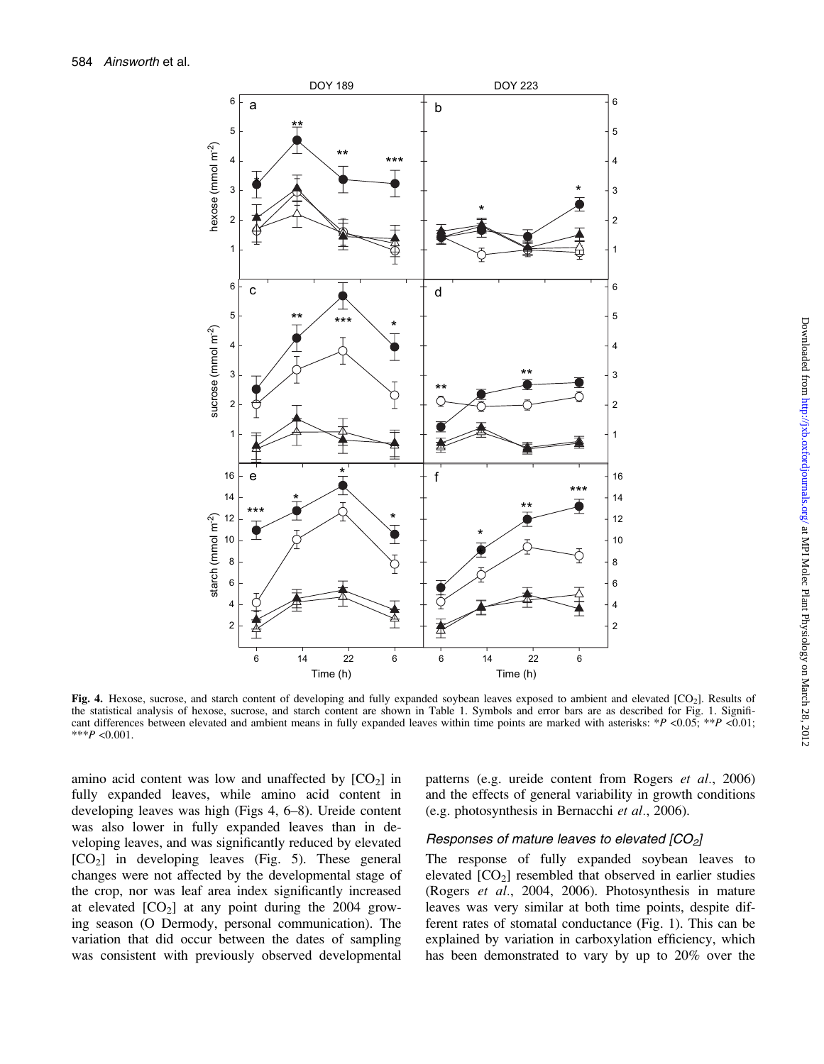**Fig. 4.** Hexose, sucrose, and starch content of developing and fully expanded soybean leaves exposed to ambient and elevated [$CO_2$]. Results of the statistical analysis of hexose, sucrose, and starch content are shown in Table 1. Symbols and error bars are as described for Fig. 1. Significant differences between elevated and ambient means in fully expanded leaves within time points are marked with asterisks: *$P$ <0.05; **$P$ <0.01; ***$P$ <0.001.

amino acid content was low and unaffected by [$CO_2$] in fully expanded leaves, while amino acid content in developing leaves was high (Figs 4, 6–8). Ureide content was also lower in fully expanded leaves than in developing leaves, and was significantly reduced by elevated [$CO_2$] in developing leaves (Fig. 5). These general changes were not affected by the developmental stage of the crop, nor was leaf area index significantly increased at elevated [$CO_2$] at any point during the 2004 growing season (O Dermody, personal communication). The variation that did occur between the dates of sampling was consistent with previously observed developmental patterns (e.g. ureide content from Rogers *et al*., 2006) and the effects of general variability in growth conditions (e.g. photosynthesis in Bernacchi *et al*., 2006).

### *Responses of mature leaves to elevated [$CO_2$]*

The response of fully expanded soybean leaves to elevated [$CO_2$] resembled that observed in earlier studies (Rogers *et al*., 2004, 2006). Photosynthesis in mature leaves was very similar at both time points, despite different rates of stomatal conductance (Fig. 1). This can be explained by variation in carboxylation efficiency, which has been demonstrated to vary by up to 20% over the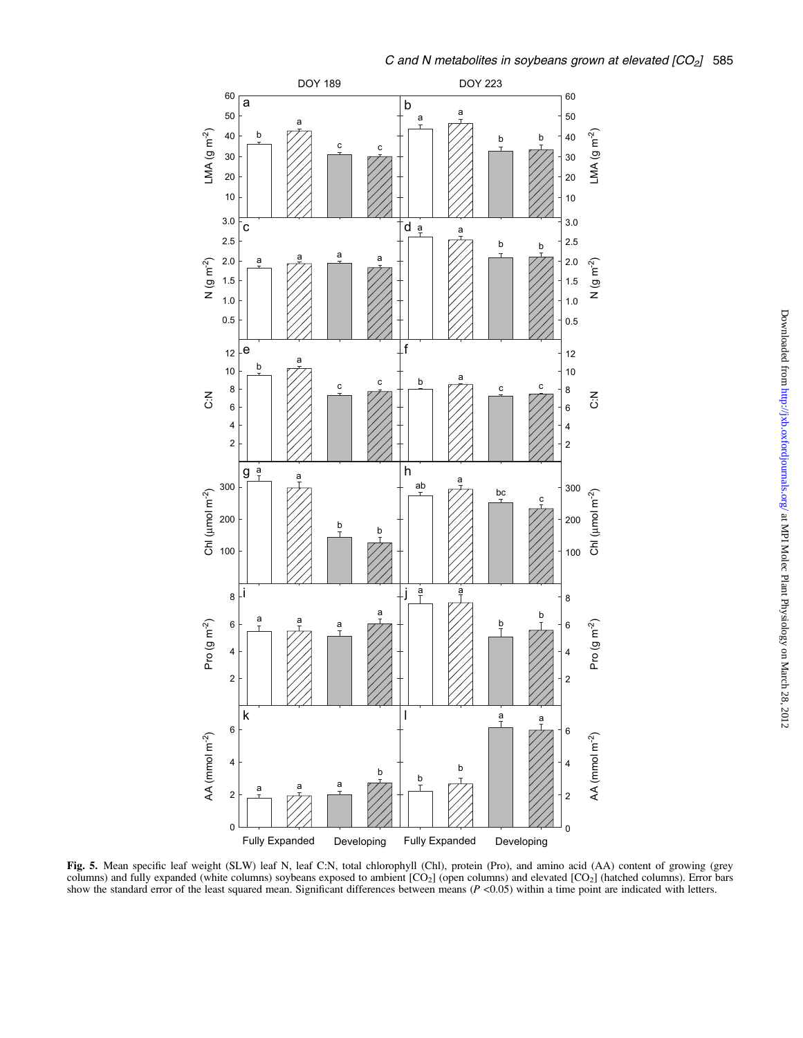**Fig. 5.** Mean specific leaf weight (SLW) leaf N, leaf C:N, total chlorophyll (Chl), protein (Pro), and amino acid (AA) content of growing (grey columns) and fully expanded (white columns) soybeans exposed to ambient [$CO_2$] (open columns) and elevated [$CO_2$] (hatched columns). Error bars show the standard error of the least squared mean. Significant differences between means ($P$ <0.05) within a time point are indicated with letters.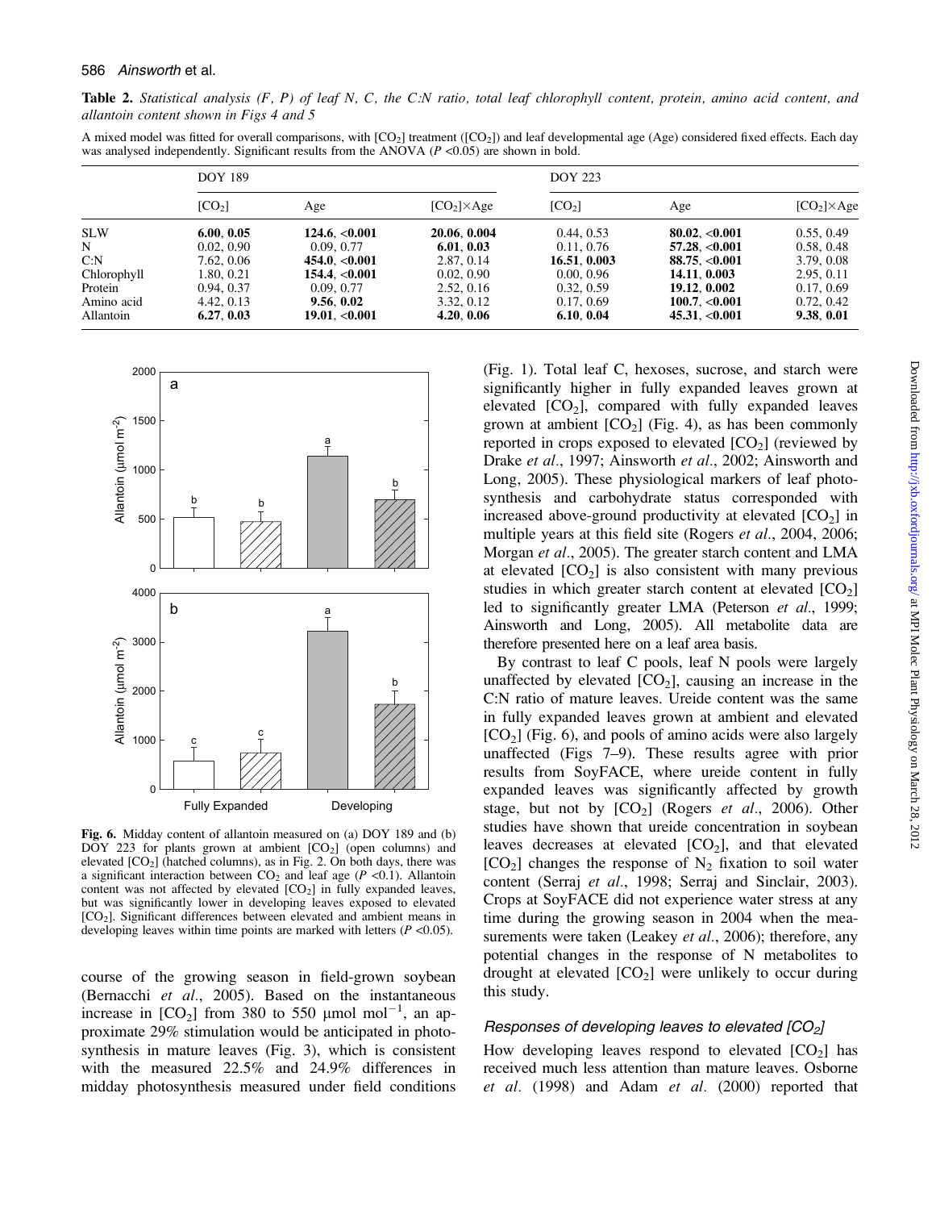**Table 2.** *Statistical analysis (F, P) of leaf N, C, the C:N ratio, total leaf chlorophyll content, protein, amino acid content, and allantoin content shown in Figs 4 and 5*

A mixed model was fitted for overall comparisons, with $[CO_2]$ treatment ($[CO_2]$) and leaf developmental age (Age) considered fixed effects. Each day was analysed independently. Significant results from the ANOVA ($P < 0.05$) are shown in bold.

| | DOY 189 | | | DOY 223 | | |
|---|---|---|---|---|---|---|
| | $[CO_2]$ | Age | $[CO_2]\times$Age | $[CO_2]$ | Age | $[CO_2]\times$Age |
| SLW | **6.00, 0.05** | **124.6, <0.001** | **20.06, 0.004** | 0.44, 0.53 | **80.02, <0.001** | 0.55, 0.49 |
| N | 0.02, 0.90 | 0.09, 0.77 | **6.01, 0.03** | 0.11, 0.76 | **57.28, <0.001** | 0.58, 0.48 |
| C:N | 7.62, 0.06 | **454.0, <0.001** | 2.87, 0.14 | **16.51, 0.003** | **88.75, <0.001** | 3.79, 0.08 |
| Chlorophyll | 1.80, 0.21 | **154.4, <0.001** | 0.02, 0.90 | 0.00, 0.96 | **14.11, 0.003** | 2.95, 0.11 |
| Protein | 0.94, 0.37 | 0.09, 0.77 | 2.52, 0.16 | 0.32, 0.59 | **19.12, 0.002** | 0.17, 0.69 |
| Amino acid | 4.42, 0.13 | **9.56, 0.02** | 3.32, 0.12 | 0.17, 0.69 | **100.7, <0.001** | 0.72, 0.42 |
| Allantoin | **6.27, 0.03** | **19.01, <0.001** | **4.20, 0.06** | **6.10, 0.04** | **45.31, <0.001** | **9.38, 0.01** |

**Fig. 6.** Midday content of allantoin measured on (a) DOY 189 and (b) DOY 223 for plants grown at ambient $[CO_2]$ (open columns) and elevated $[CO_2]$ (hatched columns), as in Fig. 2. On both days, there was a significant interaction between $CO_2$ and leaf age ($P < 0.1$). Allantoin content was not affected by elevated $[CO_2]$ in fully expanded leaves, but was significantly lower in developing leaves exposed to elevated $[CO_2]$. Significant differences between elevated and ambient means in developing leaves within time points are marked with letters ($P < 0.05$).

course of the growing season in field-grown soybean (Bernacchi *et al.*, 2005). Based on the instantaneous increase in $[CO_2]$ from 380 to 550 μmol $mol^{-1}$, an approximate 29% stimulation would be anticipated in photosynthesis in mature leaves (Fig. 3), which is consistent with the measured 22.5% and 24.9% differences in midday photosynthesis measured under field conditions (Fig. 1). Total leaf C, hexoses, sucrose, and starch were significantly higher in fully expanded leaves grown at elevated $[CO_2]$, compared with fully expanded leaves grown at ambient $[CO_2]$ (Fig. 4), as has been commonly reported in crops exposed to elevated $[CO_2]$ (reviewed by Drake *et al.*, 1997; Ainsworth *et al.*, 2002; Ainsworth and Long, 2005). These physiological markers of leaf photosynthesis and carbohydrate status corresponded with increased above-ground productivity at elevated $[CO_2]$ in multiple years at this field site (Rogers *et al.*, 2004, 2006; Morgan *et al.*, 2005). The greater starch content and LMA at elevated $[CO_2]$ is also consistent with many previous studies in which greater starch content at elevated $[CO_2]$ led to significantly greater LMA (Peterson *et al.*, 1999; Ainsworth and Long, 2005). All metabolite data are therefore presented here on a leaf area basis.

By contrast to leaf C pools, leaf N pools were largely unaffected by elevated $[CO_2]$, causing an increase in the C:N ratio of mature leaves. Ureide content was the same in fully expanded leaves grown at ambient and elevated $[CO_2]$ (Fig. 6), and pools of amino acids were also largely unaffected (Figs 7–9). These results agree with prior results from SoyFACE, where ureide content in fully expanded leaves was significantly affected by growth stage, but not by $[CO_2]$ (Rogers *et al.*, 2006). Other studies have shown that ureide concentration in soybean leaves decreases at elevated $[CO_2]$, and that elevated $[CO_2]$ changes the response of $N_2$ fixation to soil water content (Serraj *et al.*, 1998; Serraj and Sinclair, 2003). Crops at SoyFACE did not experience water stress at any time during the growing season in 2004 when the measurements were taken (Leakey *et al.*, 2006); therefore, any potential changes in the response of N metabolites to drought at elevated $[CO_2]$ were unlikely to occur during this study.

### *Responses of developing leaves to elevated $[CO_2]$*

How developing leaves respond to elevated $[CO_2]$ has received much less attention than mature leaves. Osborne *et al.* (1998) and Adam *et al.* (2000) reported that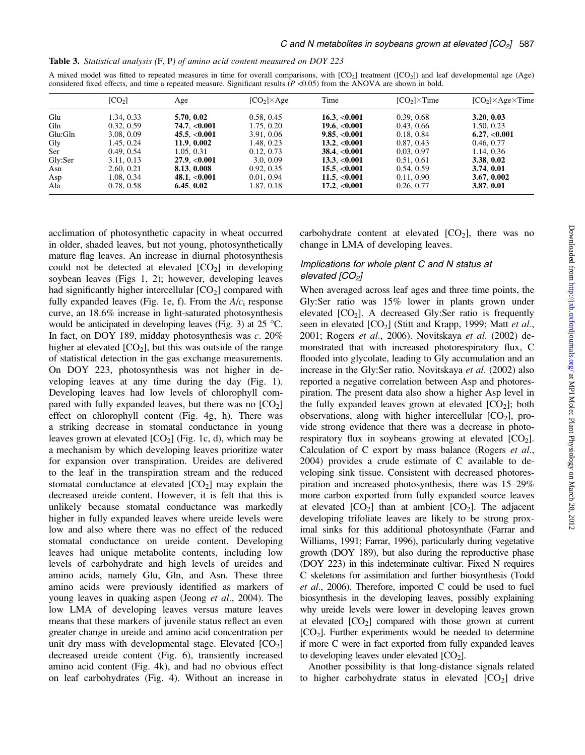**Table 3.** *Statistical analysis (F, P) of amino acid content measured on DOY 223*

A mixed model was fitted to repeated measures in time for overall comparisons, with [$CO_2$] treatment ([$CO_2$]) and leaf developmental age (Age) considered fixed effects, and time a repeated measure. Significant results ($P$ <0.05) from the ANOVA are shown in bold.

| | [$CO_2$] | Age | [$CO_2$]×Age | Time | [$CO_2$]×Time | [$CO_2$]×Age×Time |
|---|---|---|---|---|---|---|
| Glu | 1.34, 0.33 | **5.70, 0.02** | 0.58, 0.45 | **16.3, <0.001** | 0.39, 0.68 | **3.20, 0.03** |
| Gln | 0.32, 0.59 | **74.7, <0.001** | 1.75, 0.20 | **19.6, <0.001** | 0.43, 0.66 | 1.50, 0.23 |
| Glu:Gln | 3.08, 0.09 | **45.5, <0.001** | 3.91, 0.06 | **9.85, <0.001** | 0.18, 0.84 | **6.27, <0.001** |
| Gly | 1.45, 0.24 | **11.9, 0.002** | 1.48, 0.23 | **13.2, <0.001** | 0.87, 0.43 | 0.46, 0.77 |
| Ser | 0.49, 0.54 | 1.05, 0.31 | 0.12, 0.73 | **38.4, <0.001** | 0.03, 0.97 | 1.14, 0.36 |
| Gly:Ser | 3.11, 0.13 | **27.9, <0.001** | 3.0, 0.09 | **13.3, <0.001** | 0.51, 0.61 | **3.38, 0.02** |
| Asn | 2.60, 0.21 | **8.13, 0.008** | 0.92, 0.35 | **15.5, <0.001** | 0.54, 0.59 | **3.74, 0.01** |
| Asp | 1.08, 0.34 | **48.1, <0.001** | 0.01, 0.94 | **11.5, <0.001** | 0.11, 0.90 | **3.67, 0.002** |
| Ala | 0.78, 0.58 | **6.45, 0.02** | 1.87, 0.18 | **17.2, <0.001** | 0.26, 0.77 | **3.87, 0.01** |

acclimation of photosynthetic capacity in wheat occurred in older, shaded leaves, but not young, photosynthetically mature flag leaves. An increase in diurnal photosynthesis could not be detected at elevated [$CO_2$] in developing soybean leaves (Figs 1, 2); however, developing leaves had significantly higher intercellular [$CO_2$] compared with fully expanded leaves (Fig. 1e, f). From the $A/c_i$ response curve, an 18.6% increase in light-saturated photosynthesis would be anticipated in developing leaves (Fig. 3) at 25 °C. In fact, on DOY 189, midday photosynthesis was *c.* 20% higher at elevated [$CO_2$], but this was outside of the range of statistical detection in the gas exchange measurements. On DOY 223, photosynthesis was not higher in developing leaves at any time during the day (Fig. 1). Developing leaves had low levels of chlorophyll compared with fully expanded leaves, but there was no [$CO_2$] effect on chlorophyll content (Fig. 4g, h). There was a striking decrease in stomatal conductance in young leaves grown at elevated [$CO_2$] (Fig. 1c, d), which may be a mechanism by which developing leaves prioritize water for expansion over transpiration. Ureides are delivered to the leaf in the transpiration stream and the reduced stomatal conductance at elevated [$CO_2$] may explain the decreased ureide content. However, it is felt that this is unlikely because stomatal conductance was markedly higher in fully expanded leaves where ureide levels were low and also where there was no effect of the reduced stomatal conductance on ureide content. Developing leaves had unique metabolite contents, including low levels of carbohydrate and high levels of ureides and amino acids, namely Glu, Gln, and Asn. These three amino acids were previously identified as markers of young leaves in quaking aspen (Jeong *et al*., 2004). The low LMA of developing leaves versus mature leaves means that these markers of juvenile status reflect an even greater change in ureide and amino acid concentration per unit dry mass with developmental stage. Elevated [$CO_2$] decreased ureide content (Fig. 6), transiently increased amino acid content (Fig. 4k), and had no obvious effect on leaf carbohydrates (Fig. 4). Without an increase in carbohydrate content at elevated [$CO_2$], there was no change in LMA of developing leaves.

### *Implications for whole plant C and N status at elevated [$CO_2$]*

When averaged across leaf ages and three time points, the Gly:Ser ratio was 15% lower in plants grown under elevated [$CO_2$]. A decreased Gly:Ser ratio is frequently seen in elevated [$CO_2$] (Stitt and Krapp, 1999; Matt *et al*., 2001; Rogers *et al*., 2006). Novitskaya *et al*. (2002) demonstrated that with increased photorespiratory flux, C flooded into glycolate, leading to Gly accumulation and an increase in the Gly:Ser ratio. Novitskaya *et al*. (2002) also reported a negative correlation between Asp and photorespiration. The present data also show a higher Asp level in the fully expanded leaves grown at elevated [$CO_2$]; both observations, along with higher intercellular [$CO_2$], provide strong evidence that there was a decrease in photorespiratory flux in soybeans growing at elevated [$CO_2$]. Calculation of C export by mass balance (Rogers *et al*., 2004) provides a crude estimate of C available to developing sink tissue. Consistent with decreased photorespiration and increased photosynthesis, there was 15–29% more carbon exported from fully expanded source leaves at elevated [$CO_2$] than at ambient [$CO_2$]. The adjacent developing trifoliate leaves are likely to be strong proximal sinks for this additional photosynthate (Farrar and Williams, 1991; Farrar, 1996), particularly during vegetative growth (DOY 189), but also during the reproductive phase (DOY 223) in this indeterminate cultivar. Fixed N requires C skeletons for assimilation and further biosynthesis (Todd *et al*., 2006). Therefore, imported C could be used to fuel biosynthesis in the developing leaves, possibly explaining why ureide levels were lower in developing leaves grown at elevated [$CO_2$] compared with those grown at current [$CO_2$]. Further experiments would be needed to determine if more C were in fact exported from fully expanded leaves to developing leaves under elevated [$CO_2$].

Another possibility is that long-distance signals related to higher carbohydrate status in elevated [$CO_2$] drive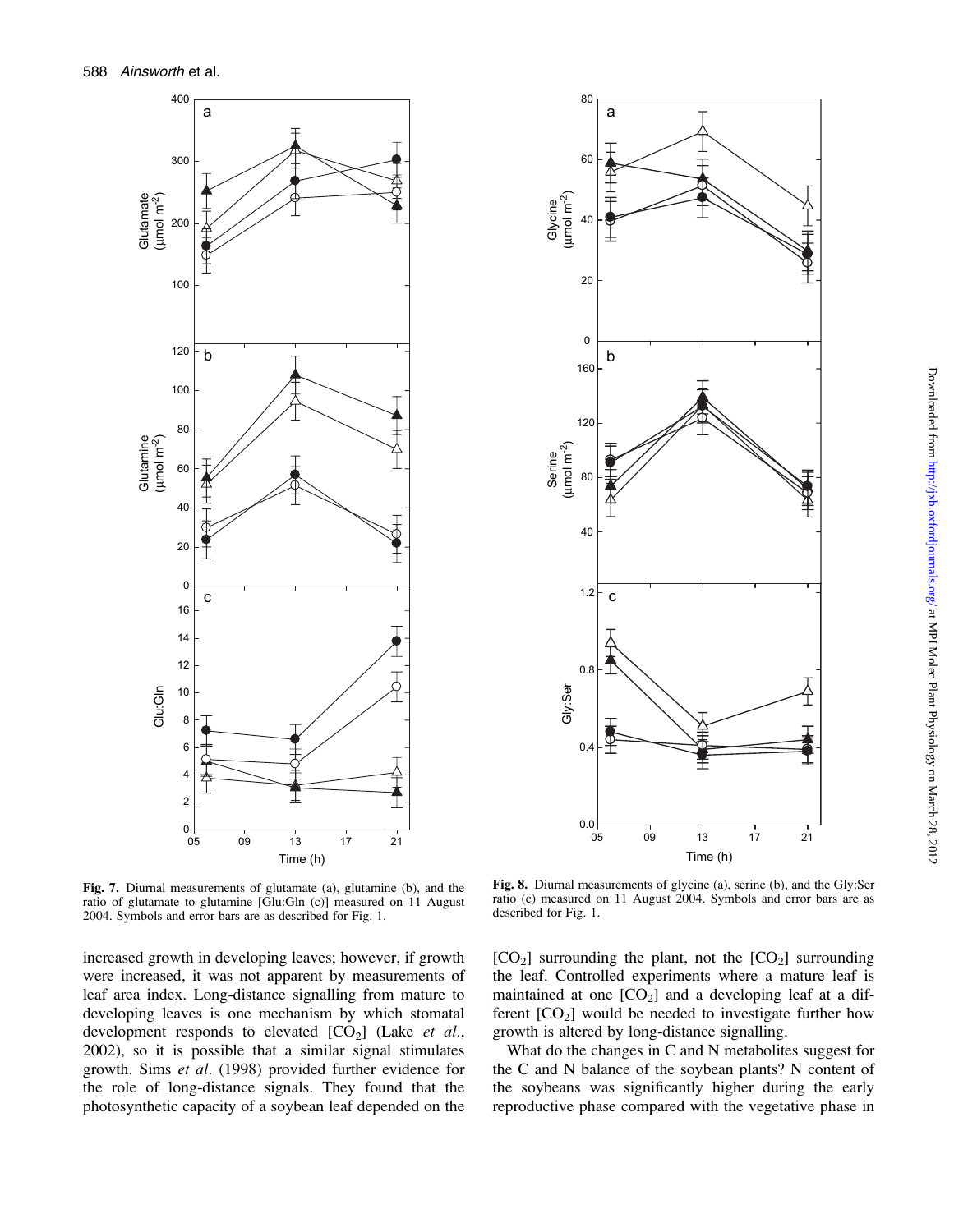Fig. 7. Diurnal measurements of glutamate (a), glutamine (b), and the ratio of glutamate to glutamine [Glu:Gln (c)] measured on 11 August 2004. Symbols and error bars are as described for Fig. 1.

Fig. 8. Diurnal measurements of glycine (a), serine (b), and the Gly:Ser ratio (c) measured on 11 August 2004. Symbols and error bars are as described for Fig. 1.

increased growth in developing leaves; however, if growth were increased, it was not apparent by measurements of leaf area index. Long-distance signalling from mature to developing leaves is one mechanism by which stomatal development responds to elevated [$CO_2$] (Lake *et al.*, 2002), so it is possible that a similar signal stimulates growth. Sims *et al.* (1998) provided further evidence for the role of long-distance signals. They found that the photosynthetic capacity of a soybean leaf depended on the [$CO_2$] surrounding the plant, not the [$CO_2$] surrounding the leaf. Controlled experiments where a mature leaf is maintained at one [$CO_2$] and a developing leaf at a different [$CO_2$] would be needed to investigate further how growth is altered by long-distance signalling.

What do the changes in C and N metabolites suggest for the C and N balance of the soybean plants? N content of the soybeans was significantly higher during the early reproductive phase compared with the vegetative phase in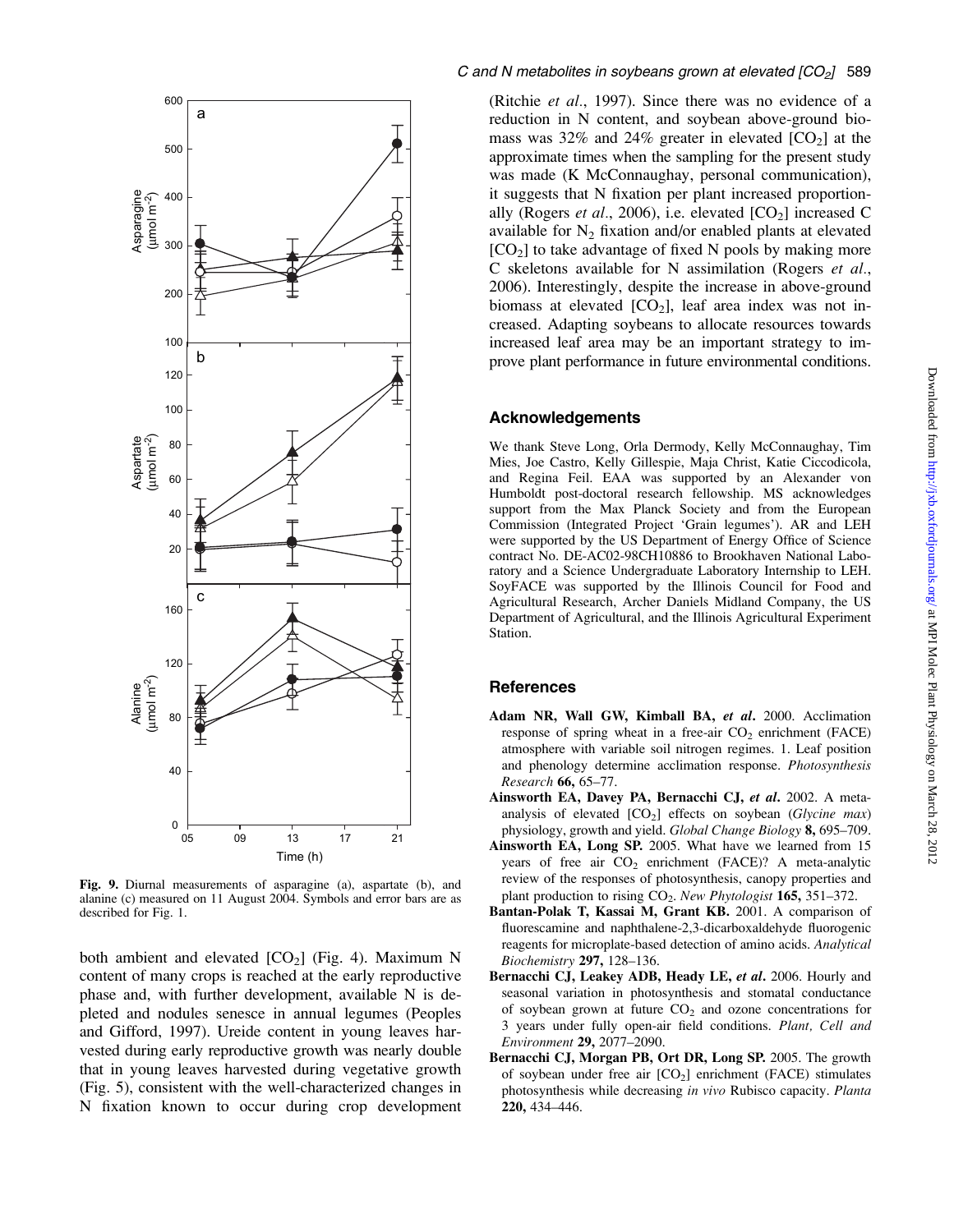Fig. 9. Diurnal measurements of asparagine (a), aspartate (b), and alanine (c) measured on 11 August 2004. Symbols and error bars are as described for Fig. 1.

both ambient and elevated [$CO_2$] (Fig. 4). Maximum N content of many crops is reached at the early reproductive phase and, with further development, available N is depleted and nodules senesce in annual legumes (Peoples and Gifford, 1997). Ureide content in young leaves harvested during early reproductive growth was nearly double that in young leaves harvested during vegetative growth (Fig. 5), consistent with the well-characterized changes in N fixation known to occur during crop development (Ritchie *et al*., 1997). Since there was no evidence of a reduction in N content, and soybean above-ground biomass was 32% and 24% greater in elevated [$CO_2$] at the approximate times when the sampling for the present study was made (K McConnaughay, personal communication), it suggests that N fixation per plant increased proportionally (Rogers *et al*., 2006), i.e. elevated [$CO_2$] increased C available for $N_2$ fixation and/or enabled plants at elevated [$CO_2$] to take advantage of fixed N pools by making more C skeletons available for N assimilation (Rogers *et al*., 2006). Interestingly, despite the increase in above-ground biomass at elevated [$CO_2$], leaf area index was not increased. Adapting soybeans to allocate resources towards increased leaf area may be an important strategy to improve plant performance in future environmental conditions.

## Acknowledgements

We thank Steve Long, Orla Dermody, Kelly McConnaughay, Tim Mies, Joe Castro, Kelly Gillespie, Maja Christ, Katie Ciccodicola, and Regina Feil. EAA was supported by an Alexander von Humboldt post-doctoral research fellowship. MS acknowledges support from the Max Planck Society and from the European Commission (Integrated Project 'Grain legumes'). AR and LEH were supported by the US Department of Energy Office of Science contract No. DE-AC02-98CH10886 to Brookhaven National Laboratory and a Science Undergraduate Laboratory Internship to LEH. SoyFACE was supported by the Illinois Council for Food and Agricultural Research, Archer Daniels Midland Company, the US Department of Agricultural, and the Illinois Agricultural Experiment Station.

## References

**Adam NR, Wall GW, Kimball BA, *et al*.** 2000. Acclimation response of spring wheat in a free-air $CO_2$ enrichment (FACE) atmosphere with variable soil nitrogen regimes. 1. Leaf position and phenology determine acclimation response. *Photosynthesis Research* **66,** 65–77.

**Ainsworth EA, Davey PA, Bernacchi CJ, *et al*.** 2002. A meta-analysis of elevated [$CO_2$] effects on soybean (*Glycine max*) physiology, growth and yield. *Global Change Biology* **8,** 695–709.

**Ainsworth EA, Long SP.** 2005. What have we learned from 15 years of free air $CO_2$ enrichment (FACE)? A meta-analytic review of the responses of photosynthesis, canopy properties and plant production to rising $CO_2$. *New Phytologist* **165,** 351–372.

**Bantan-Polak T, Kassai M, Grant KB.** 2001. A comparison of fluorescamine and naphthalene-2,3-dicarboxaldehyde fluorogenic reagents for microplate-based detection of amino acids. *Analytical Biochemistry* **297,** 128–136.

**Bernacchi CJ, Leakey ADB, Heady LE, *et al*.** 2006. Hourly and seasonal variation in photosynthesis and stomatal conductance of soybean grown at future $CO_2$ and ozone concentrations for 3 years under fully open-air field conditions. *Plant, Cell and Environment* **29,** 2077–2090.

**Bernacchi CJ, Morgan PB, Ort DR, Long SP.** 2005. The growth of soybean under free air [$CO_2$] enrichment (FACE) stimulates photosynthesis while decreasing *in vivo* Rubisco capacity. *Planta* **220,** 434–446.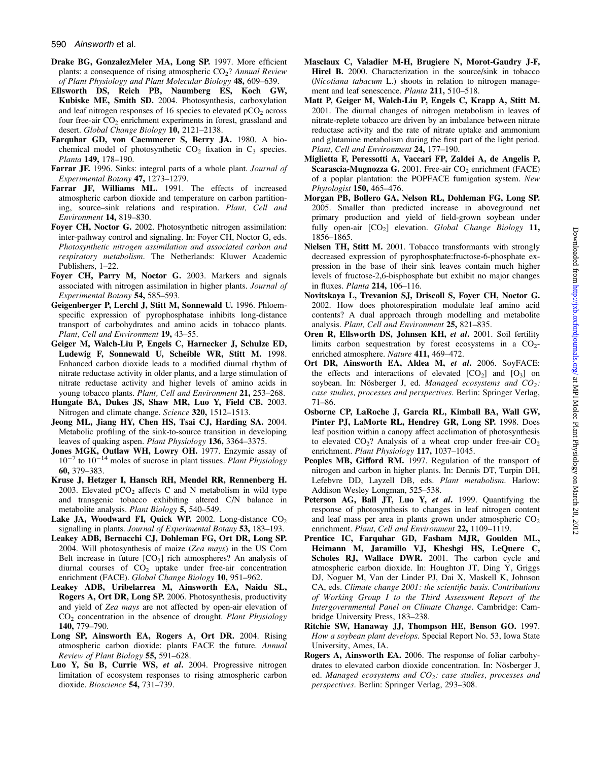**Drake BG, GonzalezMeler MA, Long SP.** 1997. More efficient plants: a consequence of rising atmospheric $CO_2$? *Annual Review of Plant Physiology and Plant Molecular Biology* **48,** 609–639.

**Ellsworth DS, Reich PB, Naumberg ES, Koch GW, Kubiske ME, Smith SD.** 2004. Photosynthesis, carboxylation and leaf nitrogen responses of 16 species to elevated $pCO_2$ across four free-air $CO_2$ enrichment experiments in forest, grassland and desert. *Global Change Biology* **10,** 2121–2138.

**Farquhar GD, von Caemmerer S, Berry JA.** 1980. A biochemical model of photosynthetic $CO_2$ fixation in $C_3$ species. *Planta* **149,** 178–190.

**Farrar JF.** 1996. Sinks: integral parts of a whole plant. *Journal of Experimental Botany* **47,** 1273–1279.

**Farrar JF, Williams ML.** 1991. The effects of increased atmospheric carbon dioxide and temperature on carbon partitioning, source–sink relations and respiration. *Plant, Cell and Environment* **14,** 819–830.

**Foyer CH, Noctor G.** 2002. Photosynthetic nitrogen assimilation: inter-pathway control and signaling. In: Foyer CH, Noctor G, eds. *Photosynthetic nitrogen assimilation and associated carbon and respiratory metabolism*. The Netherlands: Kluwer Academic Publishers, 1–22.

**Foyer CH, Parry M, Noctor G.** 2003. Markers and signals associated with nitrogen assimilation in higher plants. *Journal of Experimental Botany* **54,** 585–593.

**Geigenberger P, Lerchl J, Stitt M, Sonnewald U.** 1996. Phloem-specific expression of pyrophosphatase inhibits long-distance transport of carbohydrates and amino acids in tobacco plants. *Plant, Cell and Environment* **19,** 43–55.

**Geiger M, Walch-Liu P, Engels C, Harnecker J, Schulze ED, Ludewig F, Sonnewald U, Scheible WR, Stitt M.** 1998. Enhanced carbon dioxide leads to a modified diurnal rhythm of nitrate reductase activity in older plants, and a large stimulation of nitrate reductase activity and higher levels of amino acids in young tobacco plants. *Plant, Cell and Environment* **21,** 253–268.

**Hungate BA, Dukes JS, Shaw MR, Luo Y, Field CB.** 2003. Nitrogen and climate change. *Science* **320,** 1512–1513.

**Jeong ML, Jiang HY, Chen HS, Tsai CJ, Harding SA.** 2004. Metabolic profiling of the sink-to-source transition in developing leaves of quaking aspen. *Plant Physiology* **136,** 3364–3375.

**Jones MGK, Outlaw WH, Lowry OH.** 1977. Enzymic assay of $10^{-7}$ to $10^{-14}$ moles of sucrose in plant tissues. *Plant Physiology* **60,** 379–383.

**Kruse J, Hetzger I, Hansch RH, Mendel RR, Rennenberg H.** 2003. Elevated $pCO_2$ affects C and N metabolism in wild type and transgenic tobacco exhibiting altered C/N balance in metabolite analysis. *Plant Biology* **5,** 540–549.

**Lake JA, Woodward FI, Quick WP.** 2002. Long-distance $CO_2$ signalling in plants. *Journal of Experimental Botany* **53,** 183–193.

**Leakey ADB, Bernacchi CJ, Dohleman FG, Ort DR, Long SP.** 2004. Will photosynthesis of maize (*Zea mays*) in the US Corn Belt increase in future $[CO_2]$ rich atmospheres? An analysis of diurnal courses of $CO_2$ uptake under free-air concentration enrichment (FACE). *Global Change Biology* **10,** 951–962.

**Leakey ADB, Uribelarrea M, Ainsworth EA, Naidu SL, Rogers A, Ort DR, Long SP.** 2006. Photosynthesis, productivity and yield of *Zea mays* are not affected by open-air elevation of $CO_2$ concentration in the absence of drought. *Plant Physiology* **140,** 779–790.

**Long SP, Ainsworth EA, Rogers A, Ort DR.** 2004. Rising atmospheric carbon dioxide: plants FACE the future. *Annual Review of Plant Biology* **55,** 591–628.

**Luo Y, Su B, Currie WS, *et al*.** 2004. Progressive nitrogen limitation of ecosystem responses to rising atmospheric carbon dioxide. *Bioscience* **54,** 731–739.

**Masclaux C, Valadier M-H, Brugiere N, Morot-Gaudry J-F, Hirel B.** 2000. Characterization in the source/sink in tobacco (*Nicotiana tabacum* L.) shoots in relation to nitrogen management and leaf senescence. *Planta* **211,** 510–518.

**Matt P, Geiger M, Walch-Liu P, Engels C, Krapp A, Stitt M.** 2001. The diurnal changes of nitrogen metabolism in leaves of nitrate-replete tobacco are driven by an imbalance between nitrate reductase activity and the rate of nitrate uptake and ammonium and glutamine metabolism during the first part of the light period. *Plant, Cell and Environment* **24,** 177–190.

**Miglietta F, Peressotti A, Vaccari FP, Zaldei A, de Angelis P, Scarascia-Mugnozza G.** 2001. Free-air $CO_2$ enrichment (FACE) of a poplar plantation: the POPFACE fumigation system. *New Phytologist* **150,** 465–476.

**Morgan PB, Bollero GA, Nelson RL, Dohleman FG, Long SP.** 2005. Smaller than predicted increase in aboveground net primary production and yield of field-grown soybean under fully open-air $[CO_2]$ elevation. *Global Change Biology* **11,** 1856–1865.

**Nielsen TH, Stitt M.** 2001. Tobacco transformants with strongly decreased expression of pyrophosphate:fructose-6-phosphate expression in the base of their sink leaves contain much higher levels of fructose-2,6-bisphosphate but exhibit no major changes in fluxes. *Planta* **214,** 106–116.

**Novitskaya L, Trevanion SJ, Driscoll S, Foyer CH, Noctor G.** 2002. How does photorespiration modulate leaf amino acid contents? A dual approach through modelling and metabolite analysis. *Plant, Cell and Environment* **25,** 821–835.

**Oren R, Ellsworth DS, Johnsen KH, *et al*.** 2001. Soil fertility limits carbon sequestration by forest ecosystems in a $CO_2$-enriched atmosphere. *Nature* **411,** 469–472.

**Ort DR, Ainsworth EA, Aldea M, *et al*.** 2006. SoyFACE: the effects and interactions of elevated $[CO_2]$ and $[O_3]$ on soybean. In: Nösberger J, ed. *Managed ecosystems and $CO_2$: case studies, processes and perspectives*. Berlin: Springer Verlag, 71–86.

**Osborne CP, LaRoche J, Garcia RL, Kimball BA, Wall GW, Pinter PJ, LaMorte RL, Hendrey GR, Long SP.** 1998. Does leaf position within a canopy affect acclimation of photosynthesis to elevated $CO_2$? Analysis of a wheat crop under free-air $CO_2$ enrichment. *Plant Physiology* **117,** 1037–1045.

**Peoples MB, Gifford RM.** 1997. Regulation of the transport of nitrogen and carbon in higher plants. In: Dennis DT, Turpin DH, Lefebvre DD, Layzell DB, eds. *Plant metabolism*. Harlow: Addison Wesley Longman, 525–538.

**Peterson AG, Ball JT, Luo Y, *et al*.** 1999. Quantifying the response of photosynthesis to changes in leaf nitrogen content and leaf mass per area in plants grown under atmospheric $CO_2$ enrichment. *Plant, Cell and Environment* **22,** 1109–1119.

**Prentice IC, Farquhar GD, Fasham MJR, Goulden ML, Heimann M, Jaramillo VJ, Kheshgi HS, LeQuere C, Scholes RJ, Wallace DWR.** 2001. The carbon cycle and atmospheric carbon dioxide. In: Houghton JT, Ding Y, Griggs DJ, Noguer M, Van der Linder PJ, Dai X, Maskell K, Johnson CA, eds. *Climate change 2001: the scientific basis. Contributions of Working Group I to the Third Assessment Report of the Intergovernmental Panel on Climate Change*. Cambridge: Cambridge University Press, 183–238.

**Ritchie SW, Hanaway JJ, Thompson HE, Benson GO.** 1997. *How a soybean plant develops*. Special Report No. 53, Iowa State University, Ames, IA.

**Rogers A, Ainsworth EA.** 2006. The response of foliar carbohydrates to elevated carbon dioxide concentration. In: Nösberger J, ed. *Managed ecosystems and $CO_2$: case studies, processes and perspectives*. Berlin: Springer Verlag, 293–308.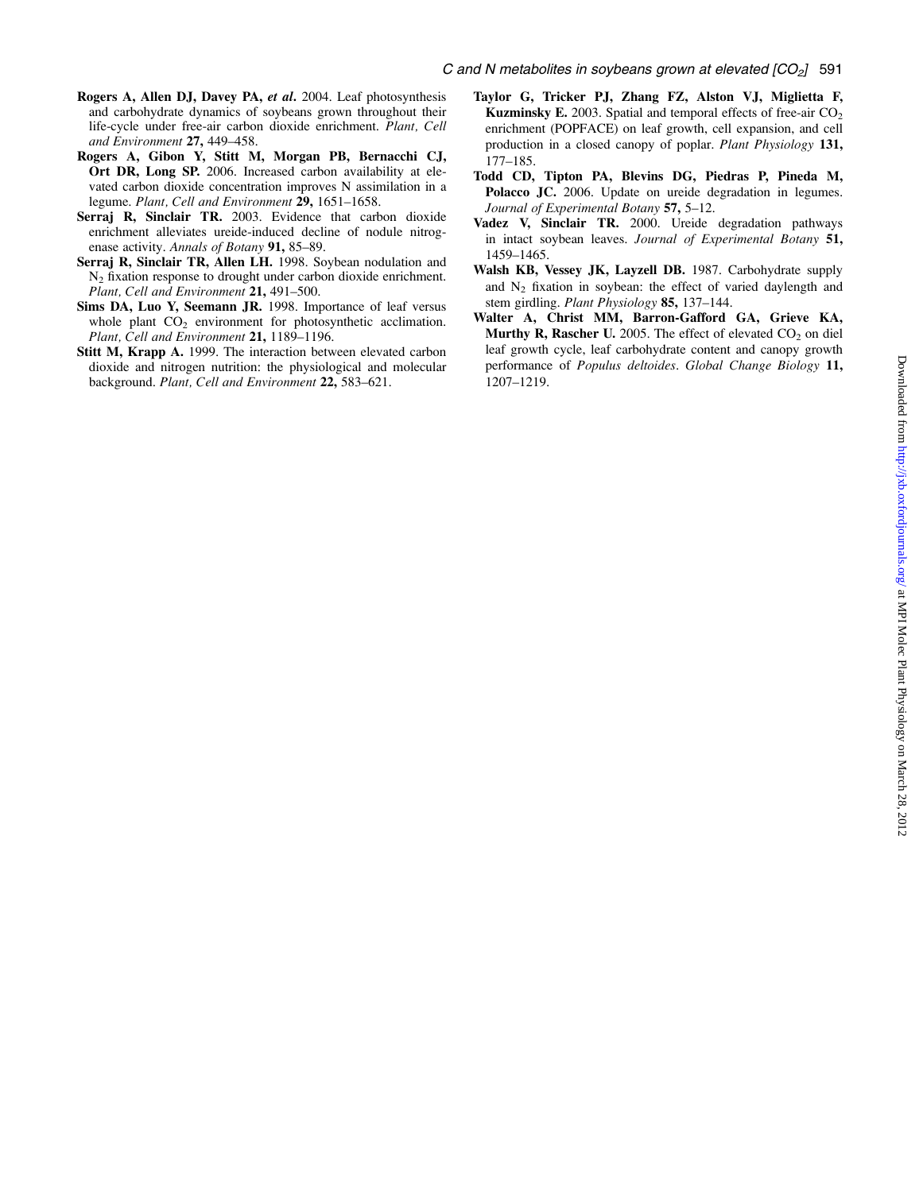**Rogers A, Allen DJ, Davey PA, *et al*.** 2004. Leaf photosynthesis and carbohydrate dynamics of soybeans grown throughout their life-cycle under free-air carbon dioxide enrichment. *Plant, Cell and Environment* **27,** 449–458.

**Rogers A, Gibon Y, Stitt M, Morgan PB, Bernacchi CJ, Ort DR, Long SP.** 2006. Increased carbon availability at elevated carbon dioxide concentration improves N assimilation in a legume. *Plant, Cell and Environment* **29,** 1651–1658.

**Serraj R, Sinclair TR.** 2003. Evidence that carbon dioxide enrichment alleviates ureide-induced decline of nodule nitrogenase activity. *Annals of Botany* **91,** 85–89.

**Serraj R, Sinclair TR, Allen LH.** 1998. Soybean nodulation and $N_2$ fixation response to drought under carbon dioxide enrichment. *Plant, Cell and Environment* **21,** 491–500.

**Sims DA, Luo Y, Seemann JR.** 1998. Importance of leaf versus whole plant $CO_2$ environment for photosynthetic acclimation. *Plant, Cell and Environment* **21,** 1189–1196.

**Stitt M, Krapp A.** 1999. The interaction between elevated carbon dioxide and nitrogen nutrition: the physiological and molecular background. *Plant, Cell and Environment* **22,** 583–621.

**Taylor G, Tricker PJ, Zhang FZ, Alston VJ, Miglietta F, Kuzminsky E.** 2003. Spatial and temporal effects of free-air $CO_2$ enrichment (POPFACE) on leaf growth, cell expansion, and cell production in a closed canopy of poplar. *Plant Physiology* **131,** 177–185.

**Todd CD, Tipton PA, Blevins DG, Piedras P, Pineda M, Polacco JC.** 2006. Update on ureide degradation in legumes. *Journal of Experimental Botany* **57,** 5–12.

**Vadez V, Sinclair TR.** 2000. Ureide degradation pathways in intact soybean leaves. *Journal of Experimental Botany* **51,** 1459–1465.

**Walsh KB, Vessey JK, Layzell DB.** 1987. Carbohydrate supply and $N_2$ fixation in soybean: the effect of varied daylength and stem girdling. *Plant Physiology* **85,** 137–144.

**Walter A, Christ MM, Barron-Gafford GA, Grieve KA, Murthy R, Rascher U.** 2005. The effect of elevated $CO_2$ on diel leaf growth cycle, leaf carbohydrate content and canopy growth performance of *Populus deltoides*. *Global Change Biology* **11,** 1207–1219.